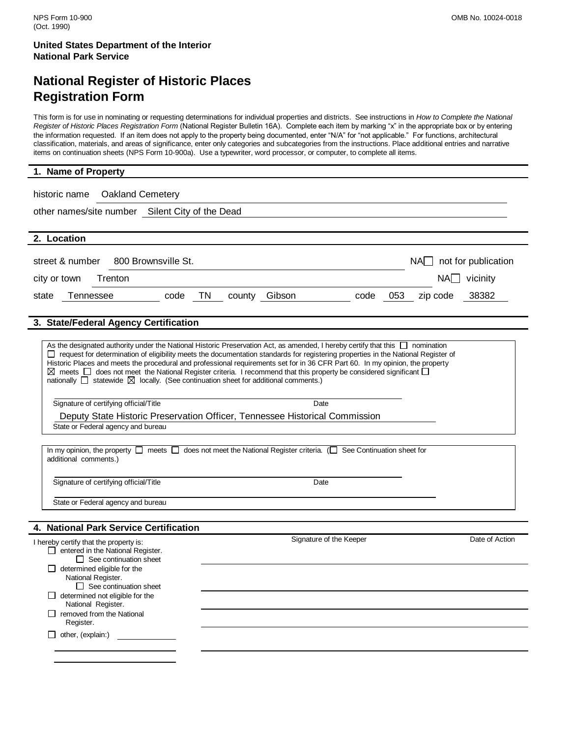NPS Form 10-900
(Oct. 1990)

OMB No. 10024-0018

**United States Department of the Interior**
**National Park Service**

# National Register of Historic Places Registration Form

This form is for use in nominating or requesting determinations for individual properties and districts. See instructions in *How to Complete the National Register of Historic Places Registration Form* (National Register Bulletin 16A). Complete each item by marking "x" in the appropriate box or by entering the information requested. If an item does not apply to the property being documented, enter "N/A" for "not applicable." For functions, architectural classification, materials, and areas of significance, enter only categories and subcategories from the instructions. Place additional entries and narrative items on continuation sheets (NPS Form 10-900a). Use a typewriter, word processor, or computer, to complete all items.

## 1. Name of Property

historic name Oakland Cemetery

other names/site number Silent City of the Dead

## 2. Location

street & number 800 Brownsville St. NA☐ not for publication

city or town Trenton NA☐ vicinity

state Tennessee code TN county Gibson code 053 zip code 38382

## 3. State/Federal Agency Certification

As the designated authority under the National Historic Preservation Act, as amended, I hereby certify that this ☐ nomination ☐ request for determination of eligibility meets the documentation standards for registering properties in the National Register of Historic Places and meets the procedural and professional requirements set for in 36 CFR Part 60. In my opinion, the property ☒ meets ☐ does not meet the National Register criteria. I recommend that this property be considered significant ☐ nationally ☐ statewide ☒ locally. (See continuation sheet for additional comments.)

Signature of certifying official/Title Date

Deputy State Historic Preservation Officer, Tennessee Historical Commission
State or Federal agency and bureau

In my opinion, the property ☐ meets ☐ does not meet the National Register criteria. (☐ See Continuation sheet for additional comments.)

Signature of certifying official/Title Date

State or Federal agency and bureau

## 4. National Park Service Certification

I hereby certify that the property is:

Signature of the Keeper Date of Action

- ☐ entered in the National Register.
  - ☐ See continuation sheet
- ☐ determined eligible for the National Register.
  - ☐ See continuation sheet
- ☐ determined not eligible for the National Register.
- ☐ removed from the National Register.
- ☐ other, (explain:)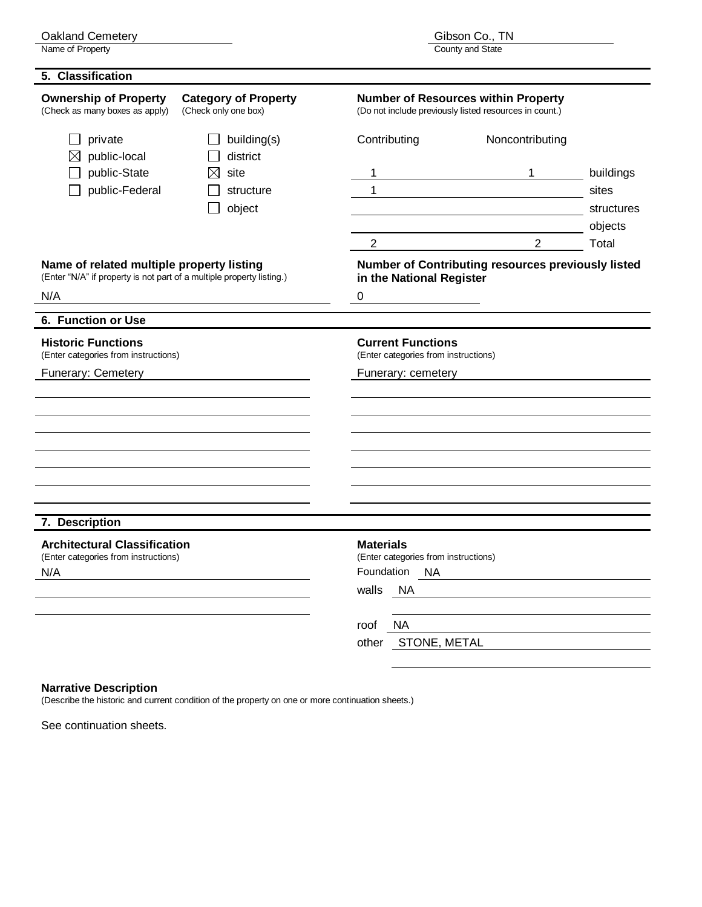Oakland Cemetery
Name of Property

Gibson Co., TN
County and State

## 5. Classification

**Ownership of Property**
(Check as many boxes as apply)

- ☐ private
- ☒ public-local
- ☐ public-State
- ☐ public-Federal

**Category of Property**
(Check only one box)

- ☐ building(s)
- ☐ district
- ☒ site
- ☐ structure
- ☐ object

**Number of Resources within Property**
(Do not include previously listed resources in count.)

| Contributing | Noncontributing | |
|---|---|---|
| 1 | 1 | buildings |
| 1 | | sites |
| | | structures |
| | | objects |
| 2 | 2 | Total |

**Name of related multiple property listing**
(Enter "N/A" if property is not part of a multiple property listing.)

N/A

**Number of Contributing resources previously listed in the National Register**

0

## 6. Function or Use

**Historic Functions**
(Enter categories from instructions)

Funerary: Cemetery

**Current Functions**
(Enter categories from instructions)

Funerary: cemetery

## 7. Description

**Architectural Classification**
(Enter categories from instructions)

N/A

**Materials**
(Enter categories from instructions)

Foundation NA
walls NA
roof NA
other STONE, METAL

**Narrative Description**
(Describe the historic and current condition of the property on one or more continuation sheets.)

See continuation sheets.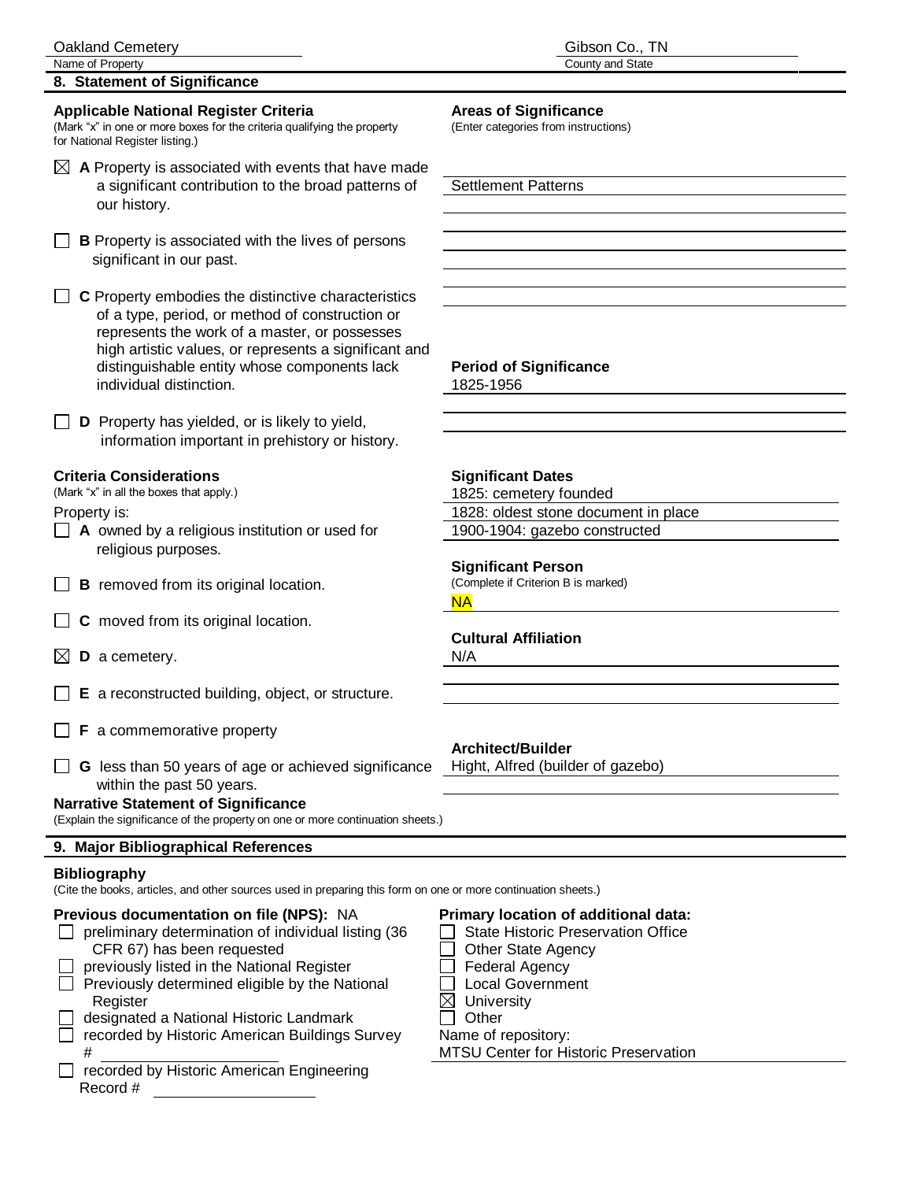Oakland Cemetery — Name of Property

Gibson Co., TN — County and State

## 8. Statement of Significance

### Applicable National Register Criteria

(Mark "x" in one or more boxes for the criteria qualifying the property for National Register listing.)

- [x] **A** Property is associated with events that have made a significant contribution to the broad patterns of our history.
- [ ] **B** Property is associated with the lives of persons significant in our past.
- [ ] **C** Property embodies the distinctive characteristics of a type, period, or method of construction or represents the work of a master, or possesses high artistic values, or represents a significant and distinguishable entity whose components lack individual distinction.
- [ ] **D** Property has yielded, or is likely to yield, information important in prehistory or history.

### Areas of Significance

(Enter categories from instructions)

Settlement Patterns

### Period of Significance

1825-1956

### Criteria Considerations

(Mark "x" in all the boxes that apply.)

Property is:

- [ ] **A** owned by a religious institution or used for religious purposes.
- [ ] **B** removed from its original location.
- [ ] **C** moved from its original location.
- [x] **D** a cemetery.
- [ ] **E** a reconstructed building, object, or structure.
- [ ] **F** a commemorative property
- [ ] **G** less than 50 years of age or achieved significance within the past 50 years.

### Significant Dates

1825: cemetery founded

1828: oldest stone document in place

1900-1904: gazebo constructed

### Significant Person

(Complete if Criterion B is marked)

NA

### Cultural Affiliation

N/A

### Architect/Builder

Hight, Alfred (builder of gazebo)

### Narrative Statement of Significance

(Explain the significance of the property on one or more continuation sheets.)

## 9. Major Bibliographical References

### Bibliography

(Cite the books, articles, and other sources used in preparing this form on one or more continuation sheets.)

### Previous documentation on file (NPS): NA

- [ ] preliminary determination of individual listing (36 CFR 67) has been requested
- [ ] previously listed in the National Register
- [ ] Previously determined eligible by the National Register
- [ ] designated a National Historic Landmark
- [ ] recorded by Historic American Buildings Survey #
- [ ] recorded by Historic American Engineering Record #

### Primary location of additional data:

- [ ] State Historic Preservation Office
- [ ] Other State Agency
- [ ] Federal Agency
- [ ] Local Government
- [x] University
- [ ] Other

Name of repository:
MTSU Center for Historic Preservation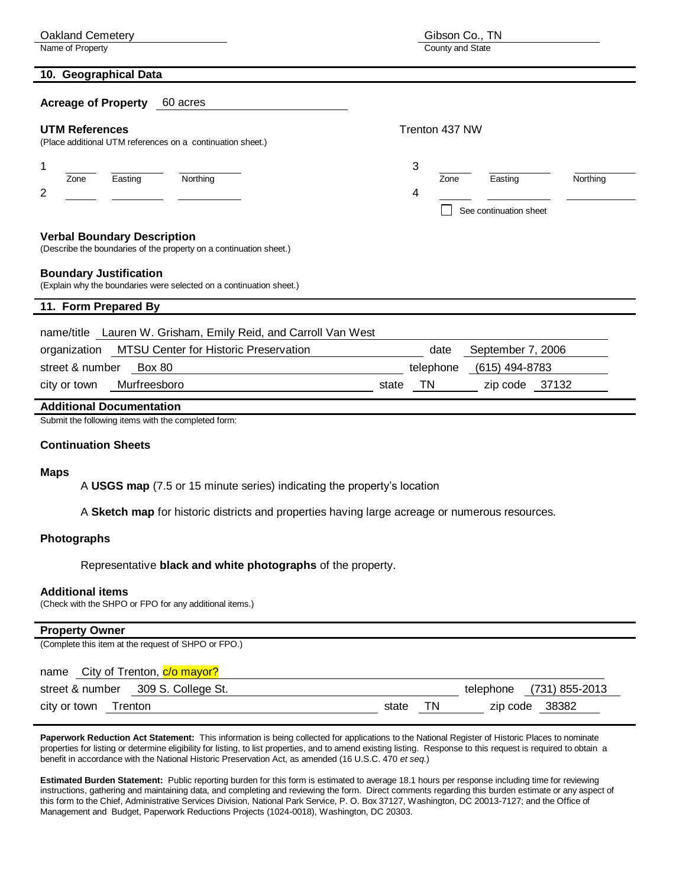Oakland Cemetery — Name of Property

Gibson Co., TN — County and State

## 10. Geographical Data

**Acreage of Property** 60 acres

**UTM References**
(Place additional UTM references on a continuation sheet.)

Trenton 437 NW

| | Zone | Easting | Northing | | Zone | Easting | Northing |
|---|---|---|---|---|---|---|---|
| 1 | | | | 3 | | | |
| 2 | | | | 4 | | | |

☐ See continuation sheet

**Verbal Boundary Description**
(Describe the boundaries of the property on a continuation sheet.)

**Boundary Justification**
(Explain why the boundaries were selected on a continuation sheet.)

## 11. Form Prepared By

name/title Lauren W. Grisham, Emily Reid, and Carroll Van West

organization MTSU Center for Historic Preservation — date September 7, 2006

street & number Box 80 — telephone (615) 494-8783

city or town Murfreesboro — state TN — zip code 37132

## Additional Documentation

Submit the following items with the completed form:

### Continuation Sheets

### Maps

A **USGS map** (7.5 or 15 minute series) indicating the property's location

A **Sketch map** for historic districts and properties having large acreage or numerous resources.

### Photographs

Representative **black and white photographs** of the property.

### Additional items

(Check with the SHPO or FPO for any additional items.)

## Property Owner

(Complete this item at the request of SHPO or FPO.)

name City of Trenton, c/o mayor?

street & number 309 S. College St. — telephone (731) 855-2013

city or town Trenton — state TN — zip code 38382

**Paperwork Reduction Act Statement:** This information is being collected for applications to the National Register of Historic Places to nominate properties for listing or determine eligibility for listing, to list properties, and to amend existing listing. Response to this request is required to obtain a benefit in accordance with the National Historic Preservation Act, as amended (16 U.S.C. 470 *et seq.*)

**Estimated Burden Statement:** Public reporting burden for this form is estimated to average 18.1 hours per response including time for reviewing instructions, gathering and maintaining data, and completing and reviewing the form. Direct comments regarding this burden estimate or any aspect of this form to the Chief, Administrative Services Division, National Park Service, P. O. Box 37127, Washington, DC 20013-7127; and the Office of Management and Budget, Paperwork Reductions Projects (1024-0018), Washington, DC 20303.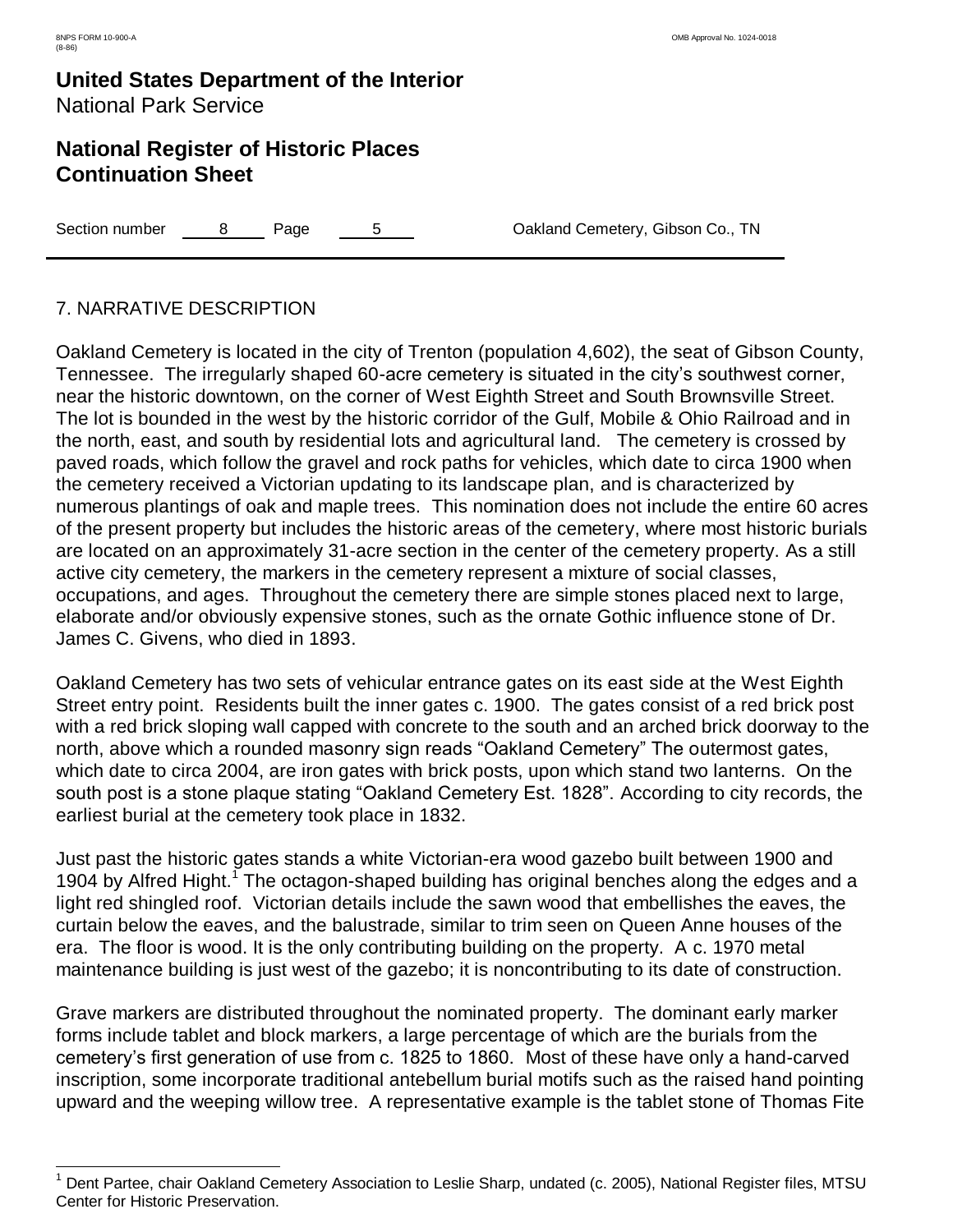## 7. NARRATIVE DESCRIPTION

Oakland Cemetery is located in the city of Trenton (population 4,602), the seat of Gibson County, Tennessee. The irregularly shaped 60-acre cemetery is situated in the city's southwest corner, near the historic downtown, on the corner of West Eighth Street and South Brownsville Street. The lot is bounded in the west by the historic corridor of the Gulf, Mobile & Ohio Railroad and in the north, east, and south by residential lots and agricultural land. The cemetery is crossed by paved roads, which follow the gravel and rock paths for vehicles, which date to circa 1900 when the cemetery received a Victorian updating to its landscape plan, and is characterized by numerous plantings of oak and maple trees. This nomination does not include the entire 60 acres of the present property but includes the historic areas of the cemetery, where most historic burials are located on an approximately 31-acre section in the center of the cemetery property. As a still active city cemetery, the markers in the cemetery represent a mixture of social classes, occupations, and ages. Throughout the cemetery there are simple stones placed next to large, elaborate and/or obviously expensive stones, such as the ornate Gothic influence stone of Dr. James C. Givens, who died in 1893.

Oakland Cemetery has two sets of vehicular entrance gates on its east side at the West Eighth Street entry point. Residents built the inner gates c. 1900. The gates consist of a red brick post with a red brick sloping wall capped with concrete to the south and an arched brick doorway to the north, above which a rounded masonry sign reads "Oakland Cemetery" The outermost gates, which date to circa 2004, are iron gates with brick posts, upon which stand two lanterns. On the south post is a stone plaque stating "Oakland Cemetery Est. 1828". According to city records, the earliest burial at the cemetery took place in 1832.

Just past the historic gates stands a white Victorian-era wood gazebo built between 1900 and 1904 by Alfred Hight.[1] The octagon-shaped building has original benches along the edges and a light red shingled roof. Victorian details include the sawn wood that embellishes the eaves, the curtain below the eaves, and the balustrade, similar to trim seen on Queen Anne houses of the era. The floor is wood. It is the only contributing building on the property. A c. 1970 metal maintenance building is just west of the gazebo; it is noncontributing to its date of construction.

Grave markers are distributed throughout the nominated property. The dominant early marker forms include tablet and block markers, a large percentage of which are the burials from the cemetery's first generation of use from c. 1825 to 1860. Most of these have only a hand-carved inscription, some incorporate traditional antebellum burial motifs such as the raised hand pointing upward and the weeping willow tree. A representative example is the tablet stone of Thomas Fite

---

[1] Dent Partee, chair Oakland Cemetery Association to Leslie Sharp, undated (c. 2005), National Register files, MTSU Center for Historic Preservation.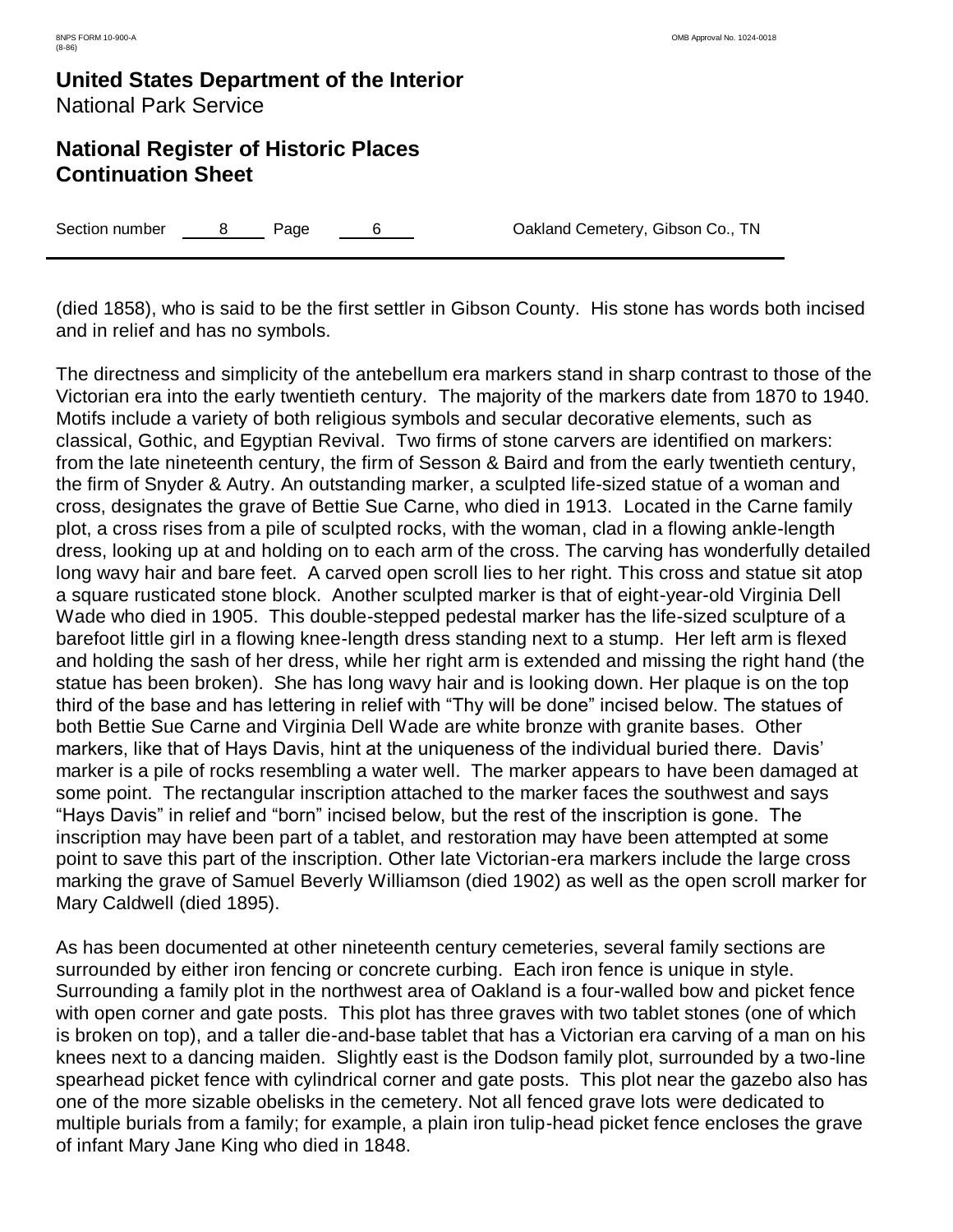(died 1858), who is said to be the first settler in Gibson County. His stone has words both incised and in relief and has no symbols.

The directness and simplicity of the antebellum era markers stand in sharp contrast to those of the Victorian era into the early twentieth century. The majority of the markers date from 1870 to 1940. Motifs include a variety of both religious symbols and secular decorative elements, such as classical, Gothic, and Egyptian Revival. Two firms of stone carvers are identified on markers: from the late nineteenth century, the firm of Sesson & Baird and from the early twentieth century, the firm of Snyder & Autry. An outstanding marker, a sculpted life-sized statue of a woman and cross, designates the grave of Bettie Sue Carne, who died in 1913. Located in the Carne family plot, a cross rises from a pile of sculpted rocks, with the woman, clad in a flowing ankle-length dress, looking up at and holding on to each arm of the cross. The carving has wonderfully detailed long wavy hair and bare feet. A carved open scroll lies to her right. This cross and statue sit atop a square rusticated stone block. Another sculpted marker is that of eight-year-old Virginia Dell Wade who died in 1905. This double-stepped pedestal marker has the life-sized sculpture of a barefoot little girl in a flowing knee-length dress standing next to a stump. Her left arm is flexed and holding the sash of her dress, while her right arm is extended and missing the right hand (the statue has been broken). She has long wavy hair and is looking down. Her plaque is on the top third of the base and has lettering in relief with "Thy will be done" incised below. The statues of both Bettie Sue Carne and Virginia Dell Wade are white bronze with granite bases. Other markers, like that of Hays Davis, hint at the uniqueness of the individual buried there. Davis' marker is a pile of rocks resembling a water well. The marker appears to have been damaged at some point. The rectangular inscription attached to the marker faces the southwest and says "Hays Davis" in relief and "born" incised below, but the rest of the inscription is gone. The inscription may have been part of a tablet, and restoration may have been attempted at some point to save this part of the inscription. Other late Victorian-era markers include the large cross marking the grave of Samuel Beverly Williamson (died 1902) as well as the open scroll marker for Mary Caldwell (died 1895).

As has been documented at other nineteenth century cemeteries, several family sections are surrounded by either iron fencing or concrete curbing. Each iron fence is unique in style. Surrounding a family plot in the northwest area of Oakland is a four-walled bow and picket fence with open corner and gate posts. This plot has three graves with two tablet stones (one of which is broken on top), and a taller die-and-base tablet that has a Victorian era carving of a man on his knees next to a dancing maiden. Slightly east is the Dodson family plot, surrounded by a two-line spearhead picket fence with cylindrical corner and gate posts. This plot near the gazebo also has one of the more sizable obelisks in the cemetery. Not all fenced grave lots were dedicated to multiple burials from a family; for example, a plain iron tulip-head picket fence encloses the grave of infant Mary Jane King who died in 1848.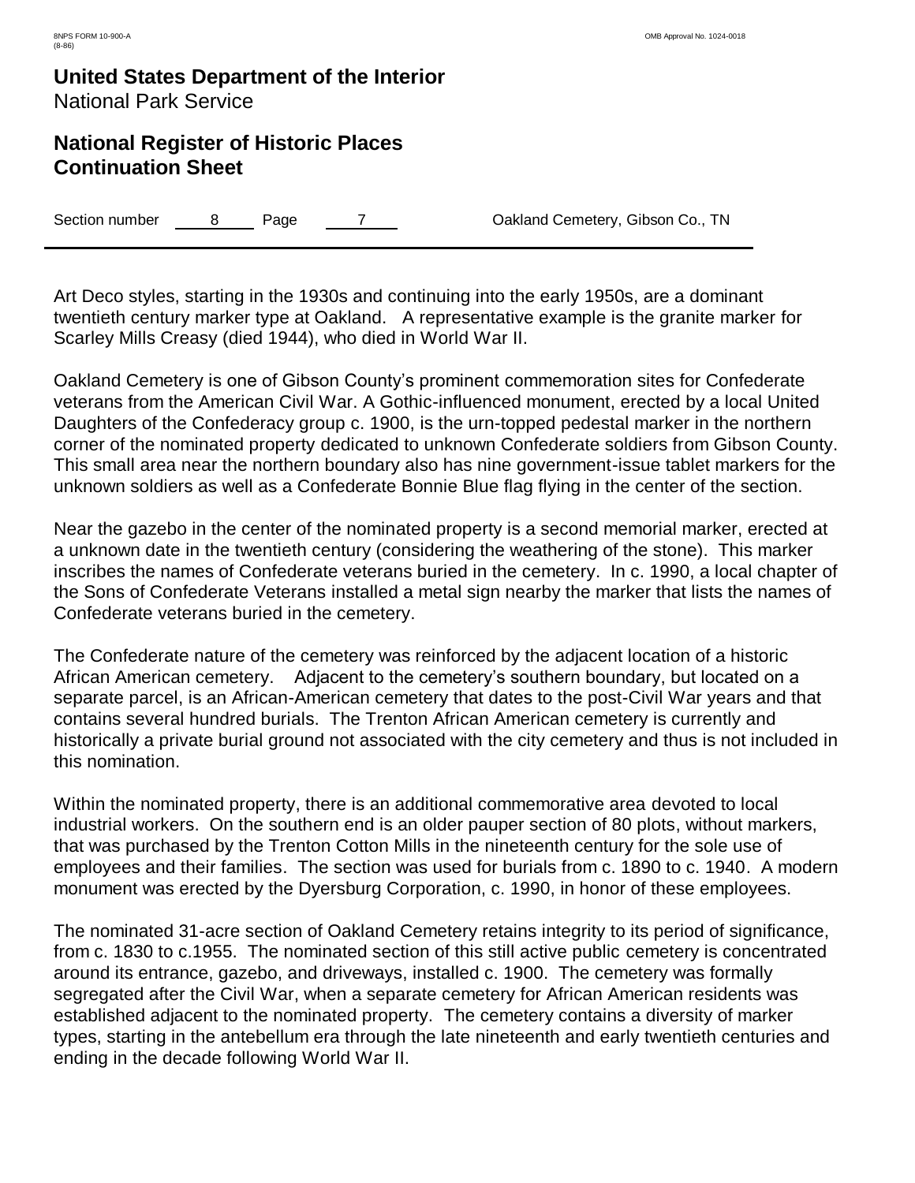Art Deco styles, starting in the 1930s and continuing into the early 1950s, are a dominant twentieth century marker type at Oakland. A representative example is the granite marker for Scarley Mills Creasy (died 1944), who died in World War II.

Oakland Cemetery is one of Gibson County's prominent commemoration sites for Confederate veterans from the American Civil War. A Gothic-influenced monument, erected by a local United Daughters of the Confederacy group c. 1900, is the urn-topped pedestal marker in the northern corner of the nominated property dedicated to unknown Confederate soldiers from Gibson County. This small area near the northern boundary also has nine government-issue tablet markers for the unknown soldiers as well as a Confederate Bonnie Blue flag flying in the center of the section.

Near the gazebo in the center of the nominated property is a second memorial marker, erected at a unknown date in the twentieth century (considering the weathering of the stone). This marker inscribes the names of Confederate veterans buried in the cemetery. In c. 1990, a local chapter of the Sons of Confederate Veterans installed a metal sign nearby the marker that lists the names of Confederate veterans buried in the cemetery.

The Confederate nature of the cemetery was reinforced by the adjacent location of a historic African American cemetery. Adjacent to the cemetery's southern boundary, but located on a separate parcel, is an African-American cemetery that dates to the post-Civil War years and that contains several hundred burials. The Trenton African American cemetery is currently and historically a private burial ground not associated with the city cemetery and thus is not included in this nomination.

Within the nominated property, there is an additional commemorative area devoted to local industrial workers. On the southern end is an older pauper section of 80 plots, without markers, that was purchased by the Trenton Cotton Mills in the nineteenth century for the sole use of employees and their families. The section was used for burials from c. 1890 to c. 1940. A modern monument was erected by the Dyersburg Corporation, c. 1990, in honor of these employees.

The nominated 31-acre section of Oakland Cemetery retains integrity to its period of significance, from c. 1830 to c.1955. The nominated section of this still active public cemetery is concentrated around its entrance, gazebo, and driveways, installed c. 1900. The cemetery was formally segregated after the Civil War, when a separate cemetery for African American residents was established adjacent to the nominated property. The cemetery contains a diversity of marker types, starting in the antebellum era through the late nineteenth and early twentieth centuries and ending in the decade following World War II.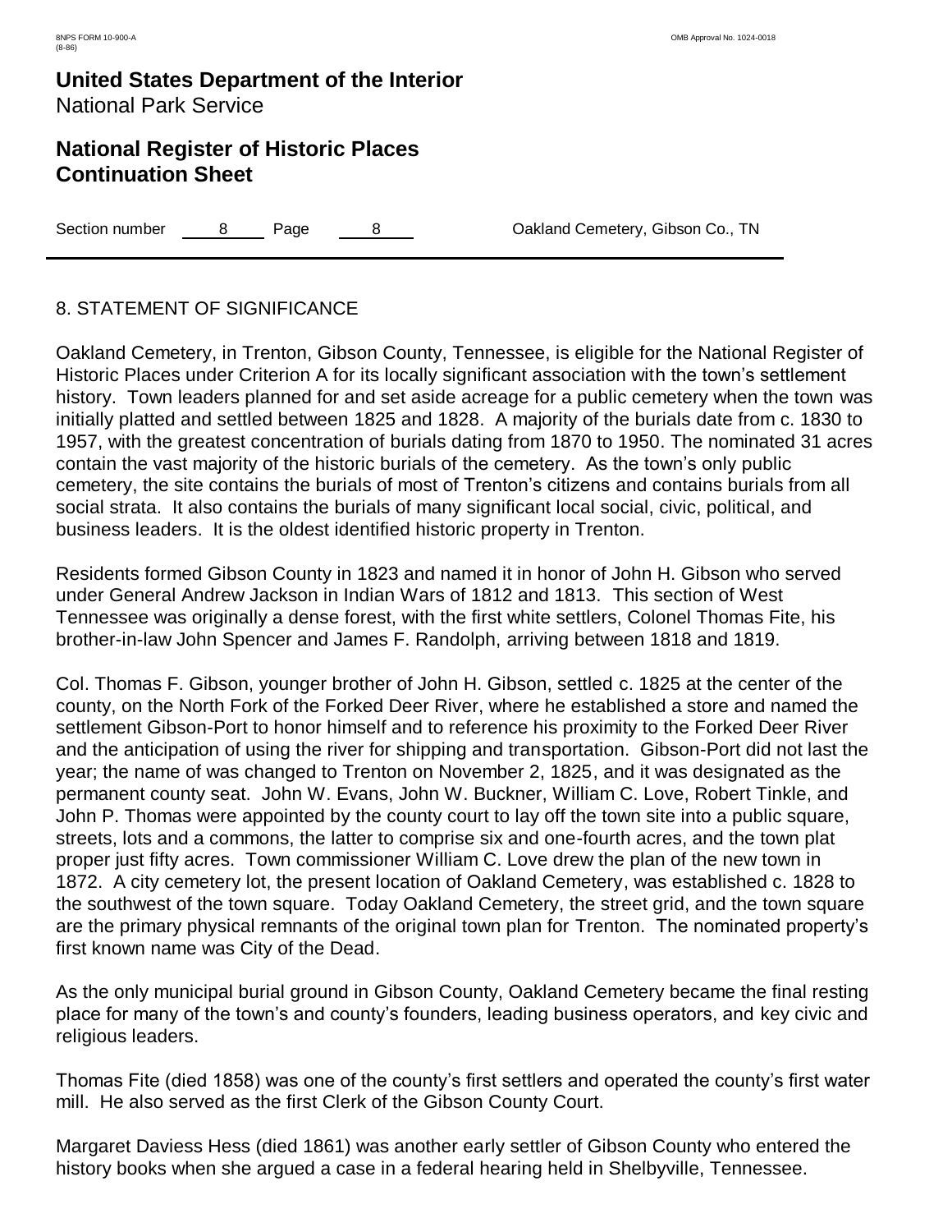## 8. STATEMENT OF SIGNIFICANCE

Oakland Cemetery, in Trenton, Gibson County, Tennessee, is eligible for the National Register of Historic Places under Criterion A for its locally significant association with the town's settlement history. Town leaders planned for and set aside acreage for a public cemetery when the town was initially platted and settled between 1825 and 1828. A majority of the burials date from c. 1830 to 1957, with the greatest concentration of burials dating from 1870 to 1950. The nominated 31 acres contain the vast majority of the historic burials of the cemetery. As the town's only public cemetery, the site contains the burials of most of Trenton's citizens and contains burials from all social strata. It also contains the burials of many significant local social, civic, political, and business leaders. It is the oldest identified historic property in Trenton.

Residents formed Gibson County in 1823 and named it in honor of John H. Gibson who served under General Andrew Jackson in Indian Wars of 1812 and 1813. This section of West Tennessee was originally a dense forest, with the first white settlers, Colonel Thomas Fite, his brother-in-law John Spencer and James F. Randolph, arriving between 1818 and 1819.

Col. Thomas F. Gibson, younger brother of John H. Gibson, settled c. 1825 at the center of the county, on the North Fork of the Forked Deer River, where he established a store and named the settlement Gibson-Port to honor himself and to reference his proximity to the Forked Deer River and the anticipation of using the river for shipping and transportation. Gibson-Port did not last the year; the name of was changed to Trenton on November 2, 1825, and it was designated as the permanent county seat. John W. Evans, John W. Buckner, William C. Love, Robert Tinkle, and John P. Thomas were appointed by the county court to lay off the town site into a public square, streets, lots and a commons, the latter to comprise six and one-fourth acres, and the town plat proper just fifty acres. Town commissioner William C. Love drew the plan of the new town in 1872. A city cemetery lot, the present location of Oakland Cemetery, was established c. 1828 to the southwest of the town square. Today Oakland Cemetery, the street grid, and the town square are the primary physical remnants of the original town plan for Trenton. The nominated property's first known name was City of the Dead.

As the only municipal burial ground in Gibson County, Oakland Cemetery became the final resting place for many of the town's and county's founders, leading business operators, and key civic and religious leaders.

Thomas Fite (died 1858) was one of the county's first settlers and operated the county's first water mill. He also served as the first Clerk of the Gibson County Court.

Margaret Daviess Hess (died 1861) was another early settler of Gibson County who entered the history books when she argued a case in a federal hearing held in Shelbyville, Tennessee.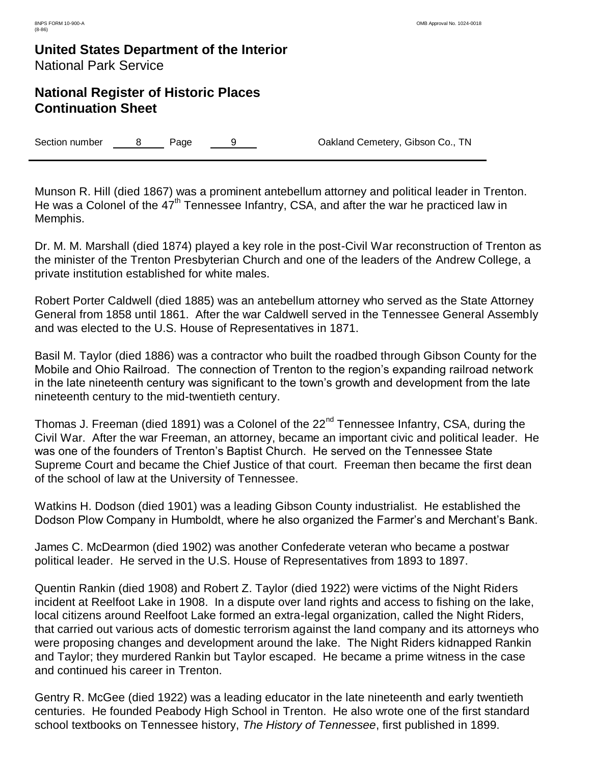Munson R. Hill (died 1867) was a prominent antebellum attorney and political leader in Trenton. He was a Colonel of the 47th Tennessee Infantry, CSA, and after the war he practiced law in Memphis.

Dr. M. M. Marshall (died 1874) played a key role in the post-Civil War reconstruction of Trenton as the minister of the Trenton Presbyterian Church and one of the leaders of the Andrew College, a private institution established for white males.

Robert Porter Caldwell (died 1885) was an antebellum attorney who served as the State Attorney General from 1858 until 1861. After the war Caldwell served in the Tennessee General Assembly and was elected to the U.S. House of Representatives in 1871.

Basil M. Taylor (died 1886) was a contractor who built the roadbed through Gibson County for the Mobile and Ohio Railroad. The connection of Trenton to the region's expanding railroad network in the late nineteenth century was significant to the town's growth and development from the late nineteenth century to the mid-twentieth century.

Thomas J. Freeman (died 1891) was a Colonel of the 22nd Tennessee Infantry, CSA, during the Civil War. After the war Freeman, an attorney, became an important civic and political leader. He was one of the founders of Trenton's Baptist Church. He served on the Tennessee State Supreme Court and became the Chief Justice of that court. Freeman then became the first dean of the school of law at the University of Tennessee.

Watkins H. Dodson (died 1901) was a leading Gibson County industrialist. He established the Dodson Plow Company in Humboldt, where he also organized the Farmer's and Merchant's Bank.

James C. McDearmon (died 1902) was another Confederate veteran who became a postwar political leader. He served in the U.S. House of Representatives from 1893 to 1897.

Quentin Rankin (died 1908) and Robert Z. Taylor (died 1922) were victims of the Night Riders incident at Reelfoot Lake in 1908. In a dispute over land rights and access to fishing on the lake, local citizens around Reelfoot Lake formed an extra-legal organization, called the Night Riders, that carried out various acts of domestic terrorism against the land company and its attorneys who were proposing changes and development around the lake. The Night Riders kidnapped Rankin and Taylor; they murdered Rankin but Taylor escaped. He became a prime witness in the case and continued his career in Trenton.

Gentry R. McGee (died 1922) was a leading educator in the late nineteenth and early twentieth centuries. He founded Peabody High School in Trenton. He also wrote one of the first standard school textbooks on Tennessee history, *The History of Tennessee*, first published in 1899.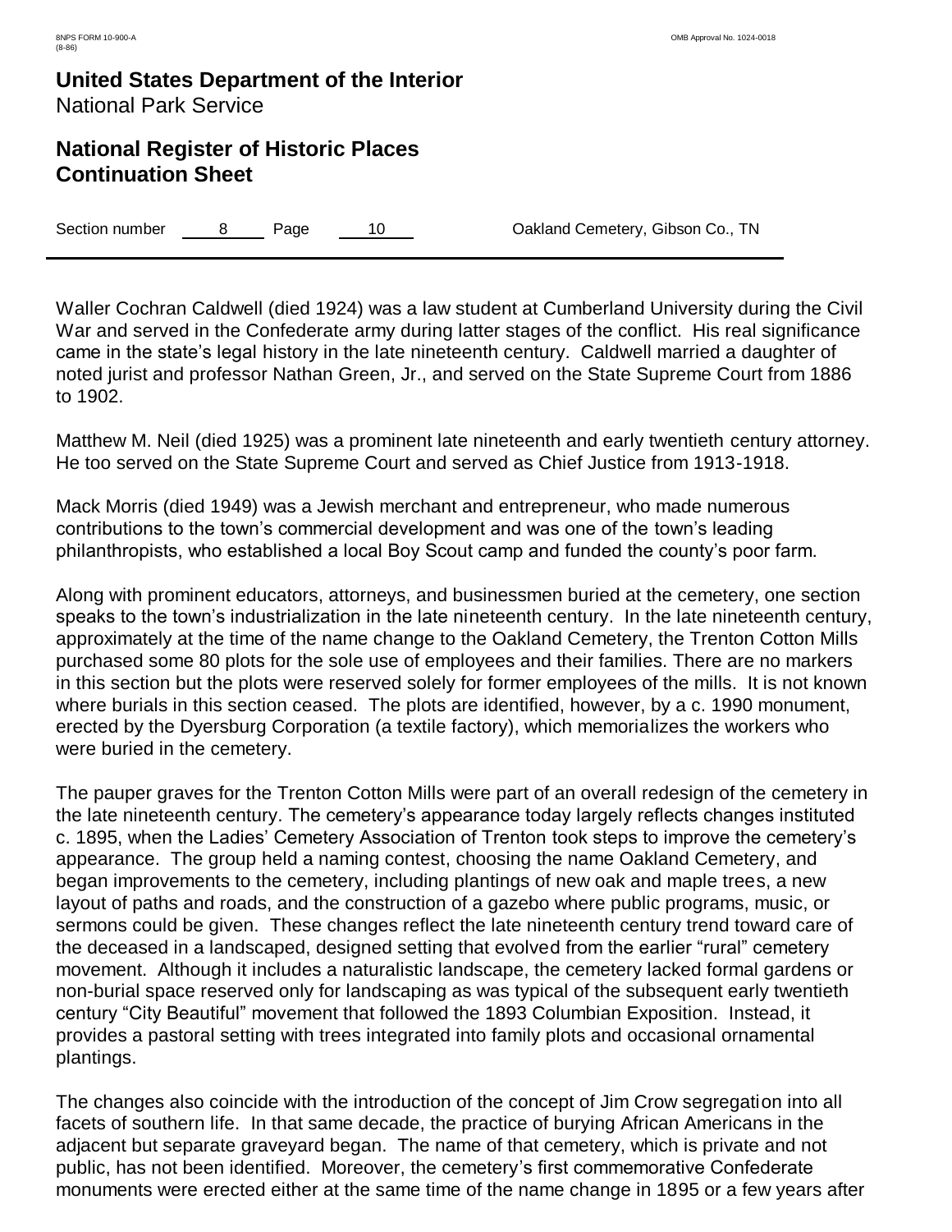Waller Cochran Caldwell (died 1924) was a law student at Cumberland University during the Civil War and served in the Confederate army during latter stages of the conflict. His real significance came in the state's legal history in the late nineteenth century. Caldwell married a daughter of noted jurist and professor Nathan Green, Jr., and served on the State Supreme Court from 1886 to 1902.

Matthew M. Neil (died 1925) was a prominent late nineteenth and early twentieth century attorney. He too served on the State Supreme Court and served as Chief Justice from 1913-1918.

Mack Morris (died 1949) was a Jewish merchant and entrepreneur, who made numerous contributions to the town's commercial development and was one of the town's leading philanthropists, who established a local Boy Scout camp and funded the county's poor farm.

Along with prominent educators, attorneys, and businessmen buried at the cemetery, one section speaks to the town's industrialization in the late nineteenth century. In the late nineteenth century, approximately at the time of the name change to the Oakland Cemetery, the Trenton Cotton Mills purchased some 80 plots for the sole use of employees and their families. There are no markers in this section but the plots were reserved solely for former employees of the mills. It is not known where burials in this section ceased. The plots are identified, however, by a c. 1990 monument, erected by the Dyersburg Corporation (a textile factory), which memorializes the workers who were buried in the cemetery.

The pauper graves for the Trenton Cotton Mills were part of an overall redesign of the cemetery in the late nineteenth century. The cemetery's appearance today largely reflects changes instituted c. 1895, when the Ladies' Cemetery Association of Trenton took steps to improve the cemetery's appearance. The group held a naming contest, choosing the name Oakland Cemetery, and began improvements to the cemetery, including plantings of new oak and maple trees, a new layout of paths and roads, and the construction of a gazebo where public programs, music, or sermons could be given. These changes reflect the late nineteenth century trend toward care of the deceased in a landscaped, designed setting that evolved from the earlier "rural" cemetery movement. Although it includes a naturalistic landscape, the cemetery lacked formal gardens or non-burial space reserved only for landscaping as was typical of the subsequent early twentieth century "City Beautiful" movement that followed the 1893 Columbian Exposition. Instead, it provides a pastoral setting with trees integrated into family plots and occasional ornamental plantings.

The changes also coincide with the introduction of the concept of Jim Crow segregation into all facets of southern life. In that same decade, the practice of burying African Americans in the adjacent but separate graveyard began. The name of that cemetery, which is private and not public, has not been identified. Moreover, the cemetery's first commemorative Confederate monuments were erected either at the same time of the name change in 1895 or a few years after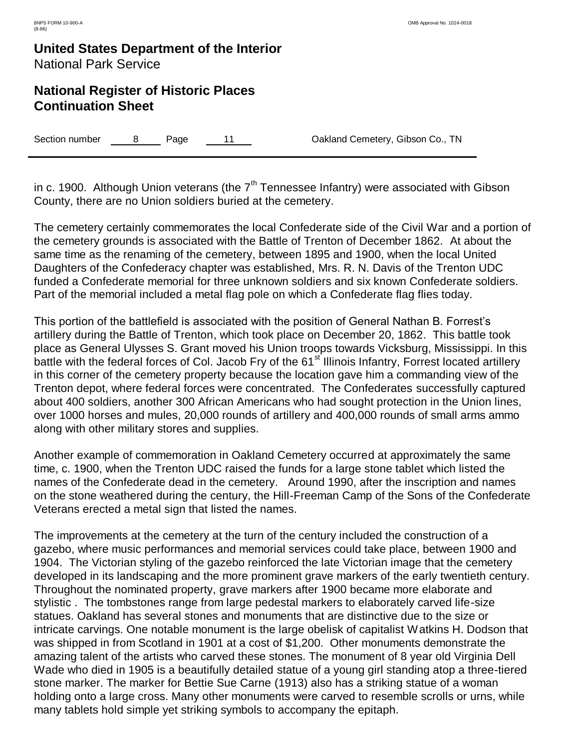in c. 1900. Although Union veterans (the 7th Tennessee Infantry) were associated with Gibson County, there are no Union soldiers buried at the cemetery.

The cemetery certainly commemorates the local Confederate side of the Civil War and a portion of the cemetery grounds is associated with the Battle of Trenton of December 1862. At about the same time as the renaming of the cemetery, between 1895 and 1900, when the local United Daughters of the Confederacy chapter was established, Mrs. R. N. Davis of the Trenton UDC funded a Confederate memorial for three unknown soldiers and six known Confederate soldiers. Part of the memorial included a metal flag pole on which a Confederate flag flies today.

This portion of the battlefield is associated with the position of General Nathan B. Forrest's artillery during the Battle of Trenton, which took place on December 20, 1862. This battle took place as General Ulysses S. Grant moved his Union troops towards Vicksburg, Mississippi. In this battle with the federal forces of Col. Jacob Fry of the 61st Illinois Infantry, Forrest located artillery in this corner of the cemetery property because the location gave him a commanding view of the Trenton depot, where federal forces were concentrated. The Confederates successfully captured about 400 soldiers, another 300 African Americans who had sought protection in the Union lines, over 1000 horses and mules, 20,000 rounds of artillery and 400,000 rounds of small arms ammo along with other military stores and supplies.

Another example of commemoration in Oakland Cemetery occurred at approximately the same time, c. 1900, when the Trenton UDC raised the funds for a large stone tablet which listed the names of the Confederate dead in the cemetery. Around 1990, after the inscription and names on the stone weathered during the century, the Hill-Freeman Camp of the Sons of the Confederate Veterans erected a metal sign that listed the names.

The improvements at the cemetery at the turn of the century included the construction of a gazebo, where music performances and memorial services could take place, between 1900 and 1904. The Victorian styling of the gazebo reinforced the late Victorian image that the cemetery developed in its landscaping and the more prominent grave markers of the early twentieth century. Throughout the nominated property, grave markers after 1900 became more elaborate and stylistic . The tombstones range from large pedestal markers to elaborately carved life-size statues. Oakland has several stones and monuments that are distinctive due to the size or intricate carvings. One notable monument is the large obelisk of capitalist Watkins H. Dodson that was shipped in from Scotland in 1901 at a cost of $1,200. Other monuments demonstrate the amazing talent of the artists who carved these stones. The monument of 8 year old Virginia Dell Wade who died in 1905 is a beautifully detailed statue of a young girl standing atop a three-tiered stone marker. The marker for Bettie Sue Carne (1913) also has a striking statue of a woman holding onto a large cross. Many other monuments were carved to resemble scrolls or urns, while many tablets hold simple yet striking symbols to accompany the epitaph.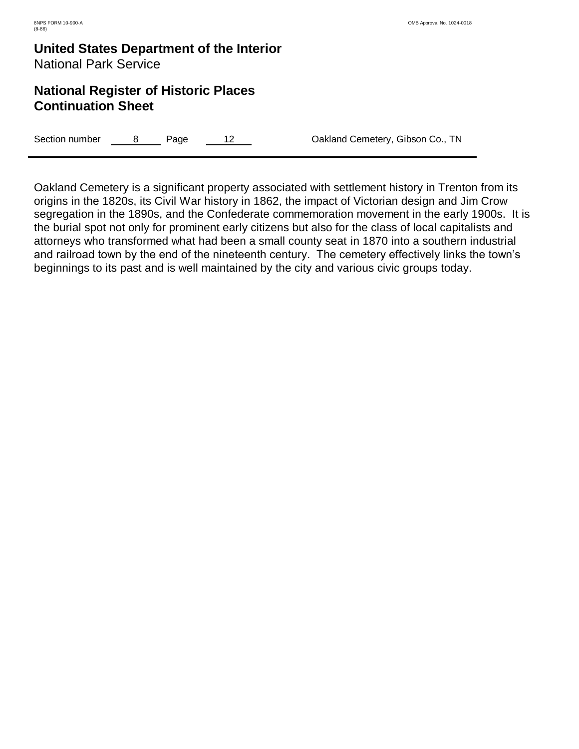Oakland Cemetery is a significant property associated with settlement history in Trenton from its origins in the 1820s, its Civil War history in 1862, the impact of Victorian design and Jim Crow segregation in the 1890s, and the Confederate commemoration movement in the early 1900s. It is the burial spot not only for prominent early citizens but also for the class of local capitalists and attorneys who transformed what had been a small county seat in 1870 into a southern industrial and railroad town by the end of the nineteenth century. The cemetery effectively links the town's beginnings to its past and is well maintained by the city and various civic groups today.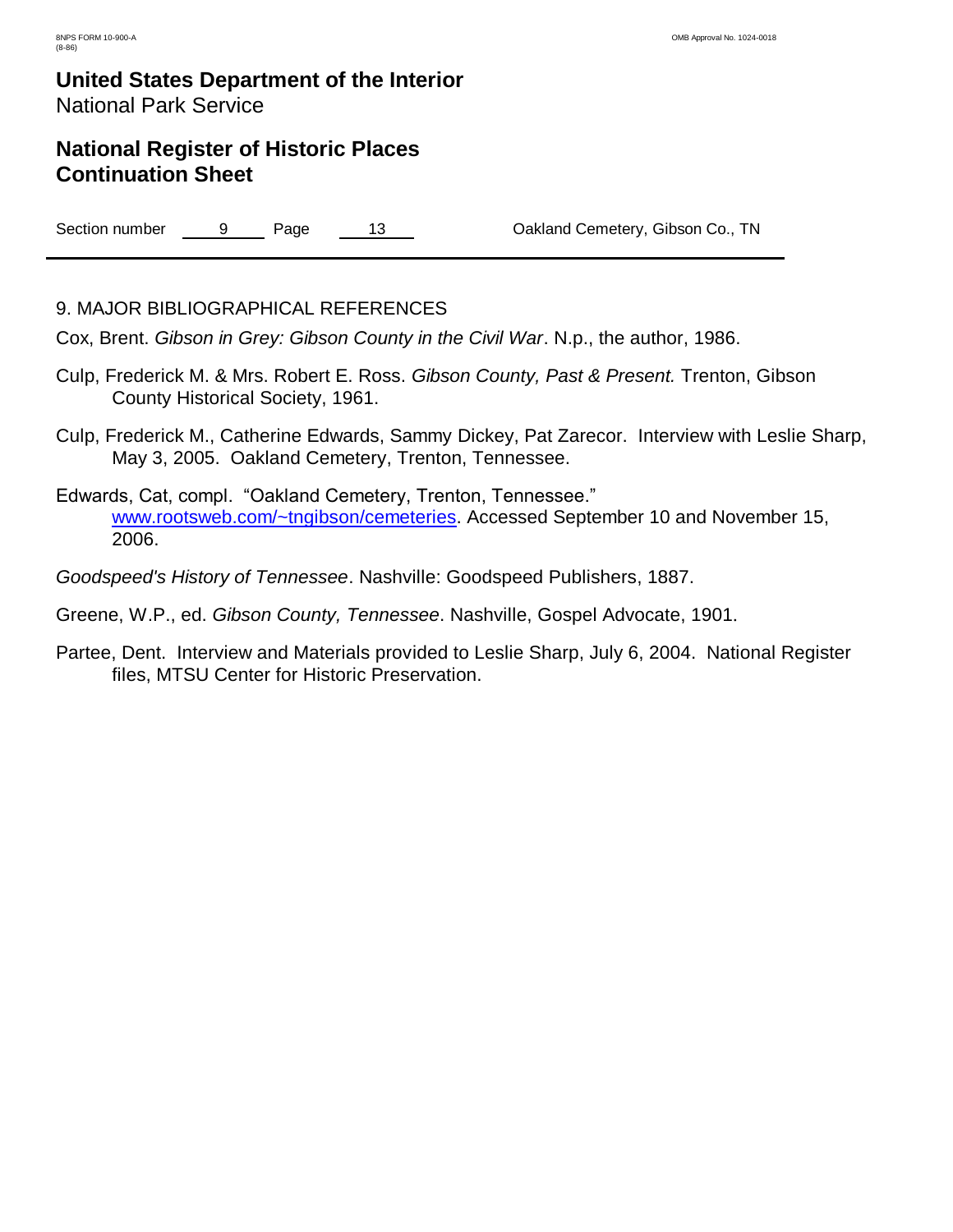## 9. MAJOR BIBLIOGRAPHICAL REFERENCES

Cox, Brent. *Gibson in Grey: Gibson County in the Civil War*. N.p., the author, 1986.

Culp, Frederick M. & Mrs. Robert E. Ross. *Gibson County, Past & Present.* Trenton, Gibson County Historical Society, 1961.

Culp, Frederick M., Catherine Edwards, Sammy Dickey, Pat Zarecor. Interview with Leslie Sharp, May 3, 2005. Oakland Cemetery, Trenton, Tennessee.

Edwards, Cat, compl. "Oakland Cemetery, Trenton, Tennessee." www.rootsweb.com/~tngibson/cemeteries. Accessed September 10 and November 15, 2006.

*Goodspeed's History of Tennessee*. Nashville: Goodspeed Publishers, 1887.

Greene, W.P., ed. *Gibson County, Tennessee*. Nashville, Gospel Advocate, 1901.

Partee, Dent. Interview and Materials provided to Leslie Sharp, July 6, 2004. National Register files, MTSU Center for Historic Preservation.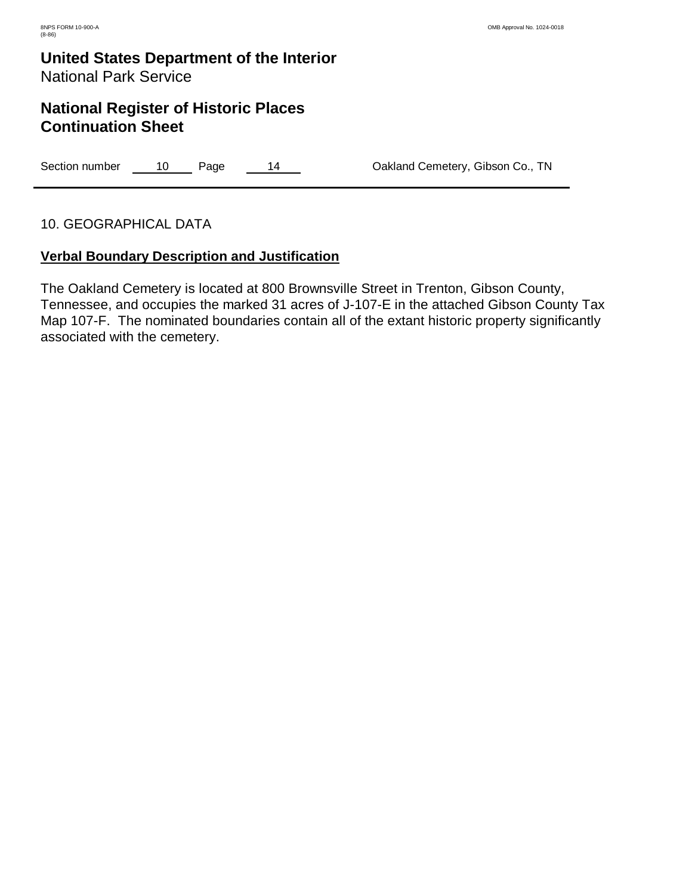## 10. GEOGRAPHICAL DATA

### Verbal Boundary Description and Justification

The Oakland Cemetery is located at 800 Brownsville Street in Trenton, Gibson County, Tennessee, and occupies the marked 31 acres of J-107-E in the attached Gibson County Tax Map 107-F. The nominated boundaries contain all of the extant historic property significantly associated with the cemetery.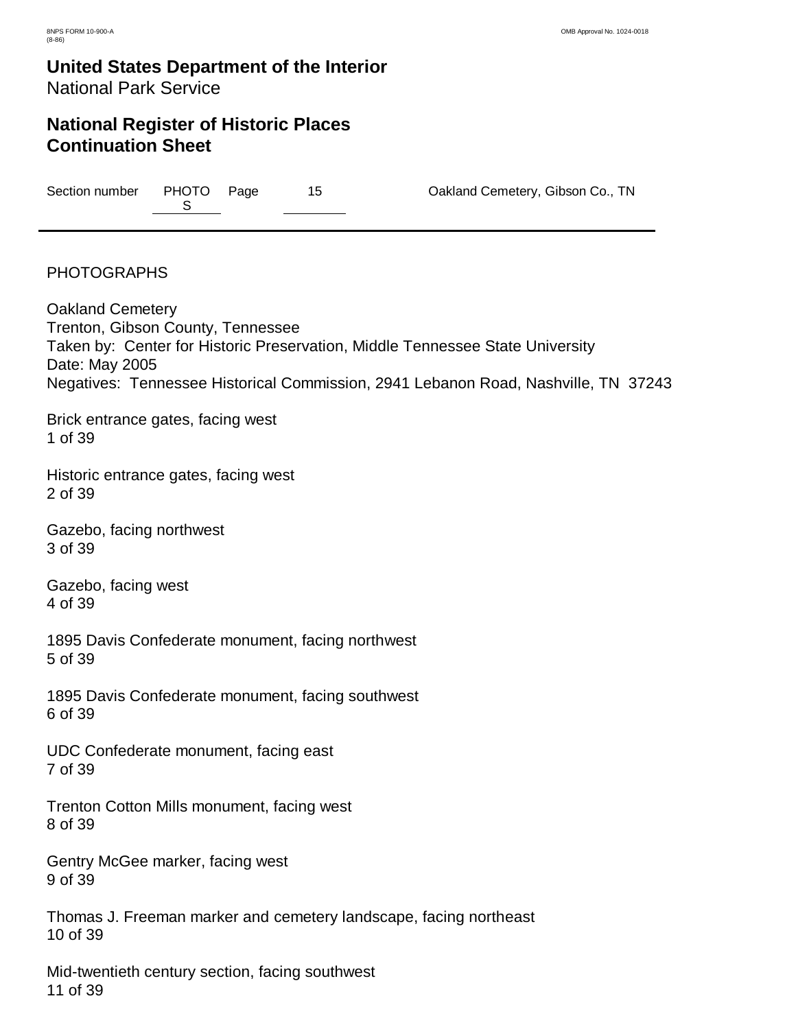**United States Department of the Interior**
National Park Service

## National Register of Historic Places Continuation Sheet

Section number PHOTOS Page 15 Oakland Cemetery, Gibson Co., TN

PHOTOGRAPHS

Oakland Cemetery
Trenton, Gibson County, Tennessee
Taken by: Center for Historic Preservation, Middle Tennessee State University
Date: May 2005
Negatives: Tennessee Historical Commission, 2941 Lebanon Road, Nashville, TN 37243

Brick entrance gates, facing west
1 of 39

Historic entrance gates, facing west
2 of 39

Gazebo, facing northwest
3 of 39

Gazebo, facing west
4 of 39

1895 Davis Confederate monument, facing northwest
5 of 39

1895 Davis Confederate monument, facing southwest
6 of 39

UDC Confederate monument, facing east
7 of 39

Trenton Cotton Mills monument, facing west
8 of 39

Gentry McGee marker, facing west
9 of 39

Thomas J. Freeman marker and cemetery landscape, facing northeast
10 of 39

Mid-twentieth century section, facing southwest
11 of 39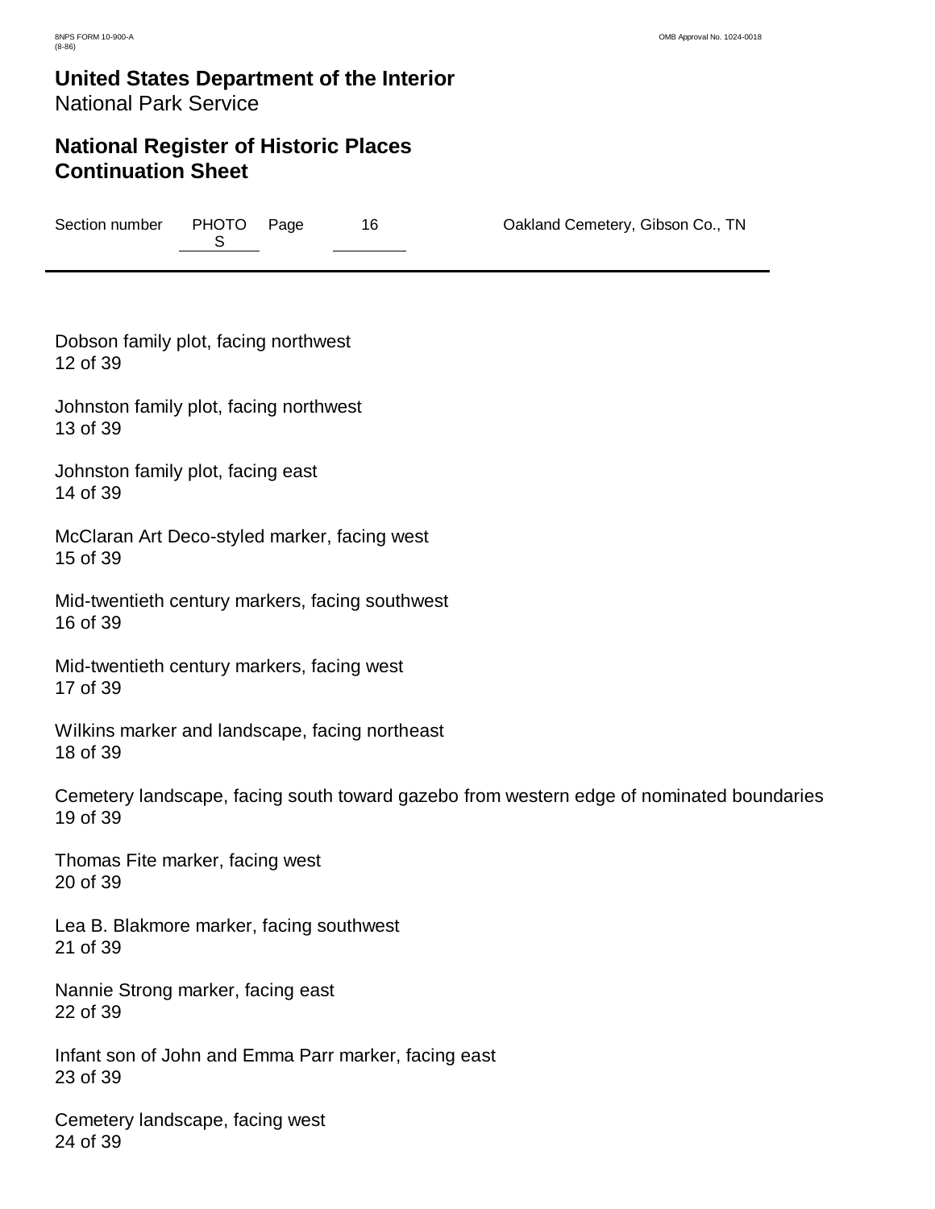Dobson family plot, facing northwest
12 of 39

Johnston family plot, facing northwest
13 of 39

Johnston family plot, facing east
14 of 39

McClaran Art Deco-styled marker, facing west
15 of 39

Mid-twentieth century markers, facing southwest
16 of 39

Mid-twentieth century markers, facing west
17 of 39

Wilkins marker and landscape, facing northeast
18 of 39

Cemetery landscape, facing south toward gazebo from western edge of nominated boundaries
19 of 39

Thomas Fite marker, facing west
20 of 39

Lea B. Blakmore marker, facing southwest
21 of 39

Nannie Strong marker, facing east
22 of 39

Infant son of John and Emma Parr marker, facing east
23 of 39

Cemetery landscape, facing west
24 of 39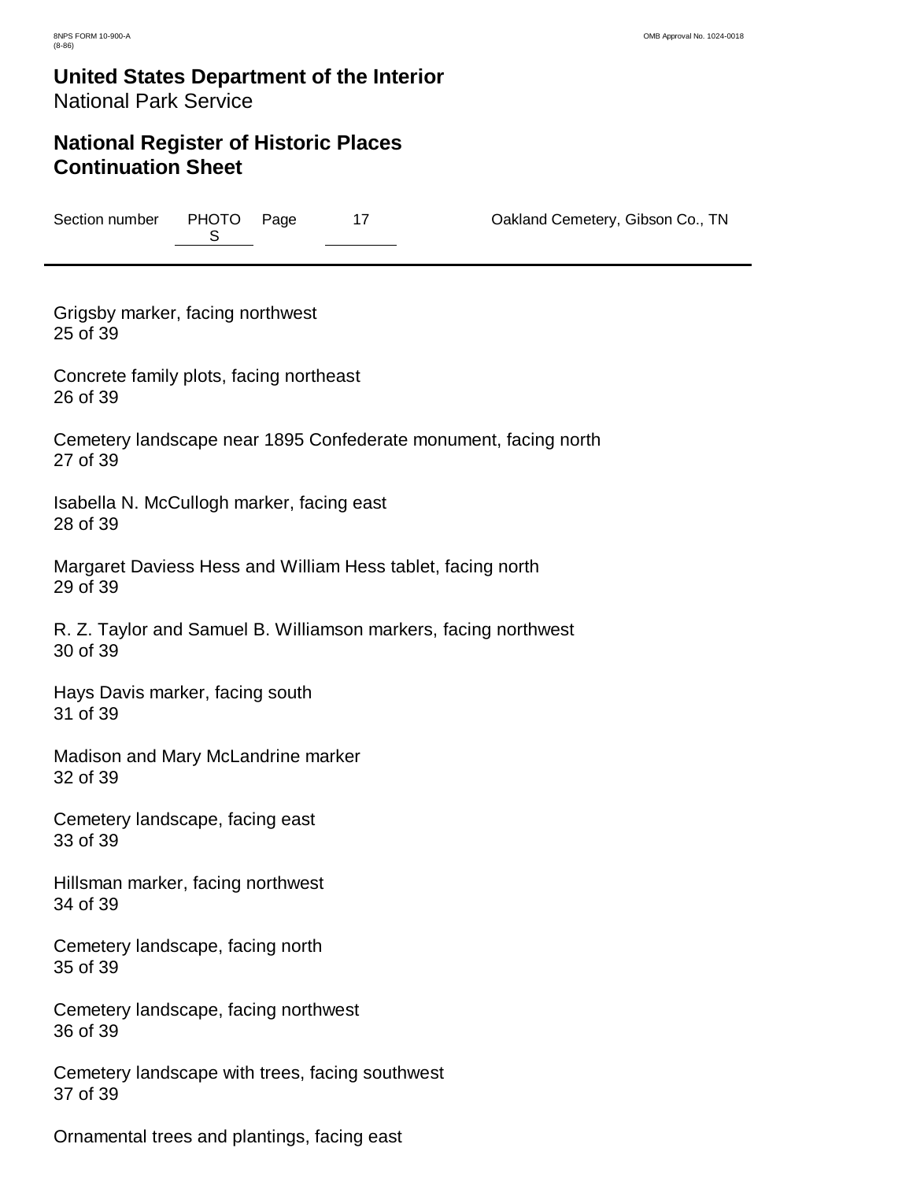# United States Department of the Interior
National Park Service

## National Register of Historic Places Continuation Sheet

Section number PHOTOS Page 17 Oakland Cemetery, Gibson Co., TN

Grigsby marker, facing northwest
25 of 39

Concrete family plots, facing northeast
26 of 39

Cemetery landscape near 1895 Confederate monument, facing north
27 of 39

Isabella N. McCullogh marker, facing east
28 of 39

Margaret Daviess Hess and William Hess tablet, facing north
29 of 39

R. Z. Taylor and Samuel B. Williamson markers, facing northwest
30 of 39

Hays Davis marker, facing south
31 of 39

Madison and Mary McLandrine marker
32 of 39

Cemetery landscape, facing east
33 of 39

Hillsman marker, facing northwest
34 of 39

Cemetery landscape, facing north
35 of 39

Cemetery landscape, facing northwest
36 of 39

Cemetery landscape with trees, facing southwest
37 of 39

Ornamental trees and plantings, facing east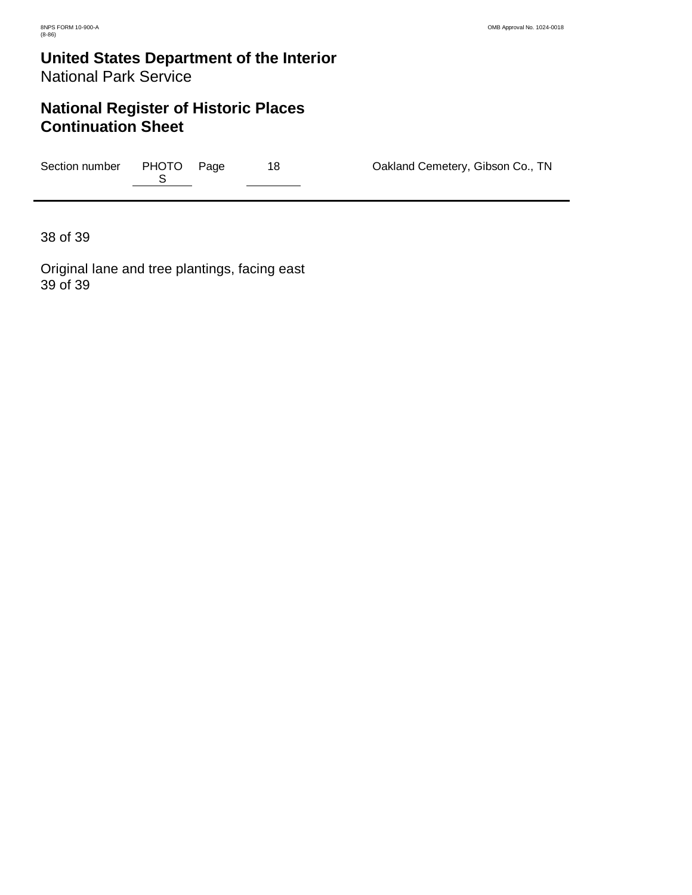38 of 39

Original lane and tree plantings, facing east
39 of 39